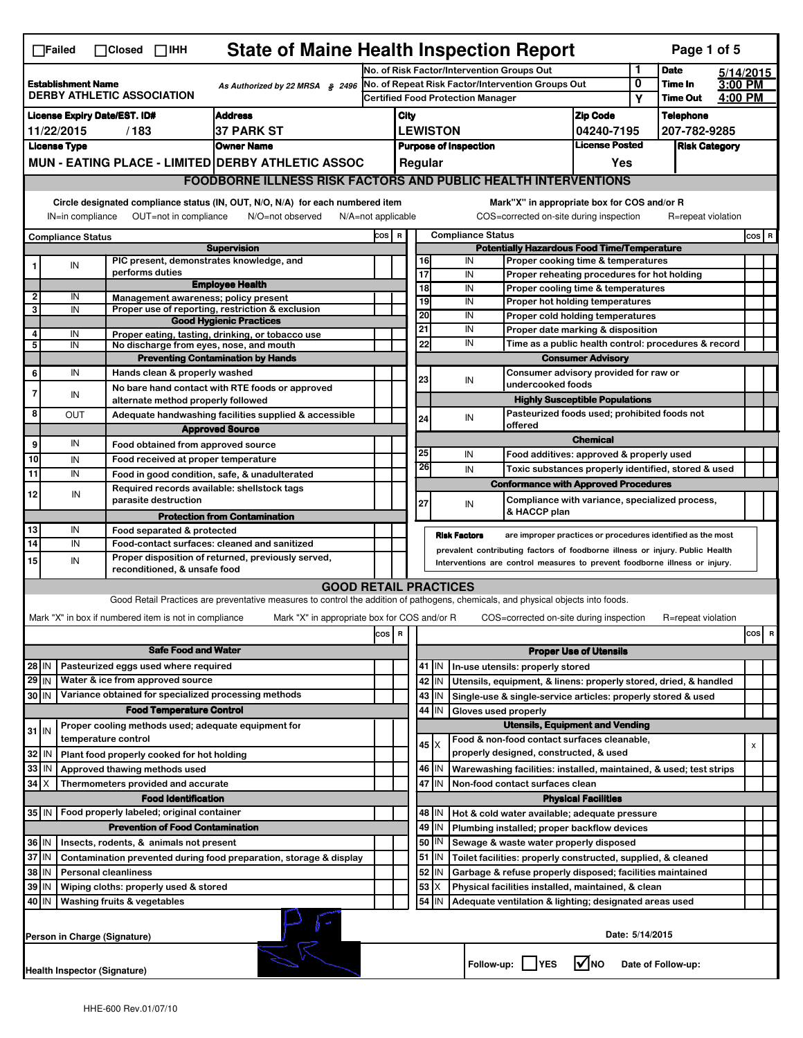☐Failed ☐Closed ☐IHH

# State of Maine Health Inspection Report

| Establishment Name | As Authorized by 22 MRSA § 2496 | No. of Risk Factor/Intervention Groups Out | 1 | Date | 5/14/2015 |
|---|---|---|---|---|---|
| DERBY ATHLETIC ASSOCIATION | | No. of Repeat Risk Factor/Intervention Groups Out | 0 | Time In | 3:00 PM |
| | | Certified Food Protection Manager | Y | Time Out | 4:00 PM |

| License Expiry Date/EST. ID# | Address | City | Zip Code | Telephone |
|---|---|---|---|---|
| 11/22/2015 / 183 | 37 PARK ST | LEWISTON | 04240-7195 | 207-782-9285 |

| License Type | Owner Name | Purpose of Inspection | License Posted | Risk Category |
|---|---|---|---|---|
| MUN - EATING PLACE - LIMITED | DERBY ATHLETIC ASSOC | Regular | Yes | |

## FOODBORNE ILLNESS RISK FACTORS AND PUBLIC HEALTH INTERVENTIONS

Circle designated compliance status (IN, OUT, N/O, N/A) for each numbered item — IN=in compliance OUT=not in compliance N/O=not observed N/A=not applicable

Mark "X" in appropriate box for COS and/or R — COS=corrected on-site during inspection R=repeat violation

| # | Compliance Status | | COS | R |
|---|---|---|---|---|
| | | **Supervision** | | |
| 1 | IN | PIC present, demonstrates knowledge, and performs duties | | |
| | | **Employee Health** | | |
| 2 | IN | Management awareness; policy present | | |
| 3 | IN | Proper use of reporting, restriction & exclusion | | |
| | | **Good Hygienic Practices** | | |
| 4 | IN | Proper eating, tasting, drinking, or tobacco use | | |
| 5 | IN | No discharge from eyes, nose, and mouth | | |
| | | **Preventing Contamination by Hands** | | |
| 6 | IN | Hands clean & properly washed | | |
| 7 | IN | No bare hand contact with RTE foods or approved alternate method properly followed | | |
| 8 | OUT | Adequate handwashing facilities supplied & accessible | | |
| | | **Approved Source** | | |
| 9 | IN | Food obtained from approved source | | |
| 10 | IN | Food received at proper temperature | | |
| 11 | IN | Food in good condition, safe, & unadulterated | | |
| 12 | IN | Required records available: shellstock tags parasite destruction | | |
| | | **Protection from Contamination** | | |
| 13 | IN | Food separated & protected | | |
| 14 | IN | Food-contact surfaces: cleaned and sanitized | | |
| 15 | IN | Proper disposition of returned, previously served, reconditioned, & unsafe food | | |
| | | **Potentially Hazardous Food Time/Temperature** | | |
| 16 | IN | Proper cooking time & temperatures | | |
| 17 | IN | Proper reheating procedures for hot holding | | |
| 18 | IN | Proper cooling time & temperatures | | |
| 19 | IN | Proper hot holding temperatures | | |
| 20 | IN | Proper cold holding temperatures | | |
| 21 | IN | Proper date marking & disposition | | |
| 22 | IN | Time as a public health control: procedures & record | | |
| | | **Consumer Advisory** | | |
| 23 | IN | Consumer advisory provided for raw or undercooked foods | | |
| | | **Highly Susceptible Populations** | | |
| 24 | IN | Pasteurized foods used; prohibited foods not offered | | |
| | | **Chemical** | | |
| 25 | IN | Food additives: approved & properly used | | |
| 26 | IN | Toxic substances properly identified, stored & used | | |
| | | **Conformance with Approved Procedures** | | |
| 27 | IN | Compliance with variance, specialized process, & HACCP plan | | |

**Risk Factors** are improper practices or procedures identified as the most prevalent contributing factors of foodborne illness or injury. Public Health Interventions are control measures to prevent foodborne illness or injury.

## GOOD RETAIL PRACTICES

Good Retail Practices are preventative measures to control the addition of pathogens, chemicals, and physical objects into foods.

Mark "X" in box if numbered item is not in compliance — Mark "X" in appropriate box for COS and/or R — COS=corrected on-site during inspection R=repeat violation

| # | | | COS | R |
|---|---|---|---|---|
| | | **Safe Food and Water** | | |
| 28 | IN | Pasteurized eggs used where required | | |
| 29 | IN | Water & ice from approved source | | |
| 30 | IN | Variance obtained for specialized processing methods | | |
| | | **Food Temperature Control** | | |
| 31 | IN | Proper cooling methods used; adequate equipment for temperature control | | |
| 32 | IN | Plant food properly cooked for hot holding | | |
| 33 | IN | Approved thawing methods used | | |
| 34 | X | Thermometers provided and accurate | | |
| | | **Food Identification** | | |
| 35 | IN | Food properly labeled; original container | | |
| | | **Prevention of Food Contamination** | | |
| 36 | IN | Insects, rodents, & animals not present | | |
| 37 | IN | Contamination prevented during food preparation, storage & display | | |
| 38 | IN | Personal cleanliness | | |
| 39 | IN | Wiping cloths: properly used & stored | | |
| 40 | IN | Washing fruits & vegetables | | |
| | | **Proper Use of Utensils** | | |
| 41 | IN | In-use utensils: properly stored | | |
| 42 | IN | Utensils, equipment, & linens: properly stored, dried, & handled | | |
| 43 | IN | Single-use & single-service articles: properly stored & used | | |
| 44 | IN | Gloves used properly | | |
| | | **Utensils, Equipment and Vending** | | |
| 45 | X | Food & non-food contact surfaces cleanable, properly designed, constructed, & used | | X |
| 46 | IN | Warewashing facilities: installed, maintained, & used; test strips | | |
| 47 | IN | Non-food contact surfaces clean | | |
| | | **Physical Facilities** | | |
| 48 | IN | Hot & cold water available; adequate pressure | | |
| 49 | IN | Plumbing installed; proper backflow devices | | |
| 50 | IN | Sewage & waste water properly disposed | | |
| 51 | IN | Toilet facilities: properly constructed, supplied, & cleaned | | |
| 52 | IN | Garbage & refuse properly disposed; facilities maintained | | |
| 53 | X | Physical facilities installed, maintained, & clean | | |
| 54 | IN | Adequate ventilation & lighting; designated areas used | | |

Person in Charge (Signature) Date: 5/14/2015

Health Inspector (Signature) Follow-up: ☐ YES ☑ NO Date of Follow-up:

HHE-600 Rev.01/07/10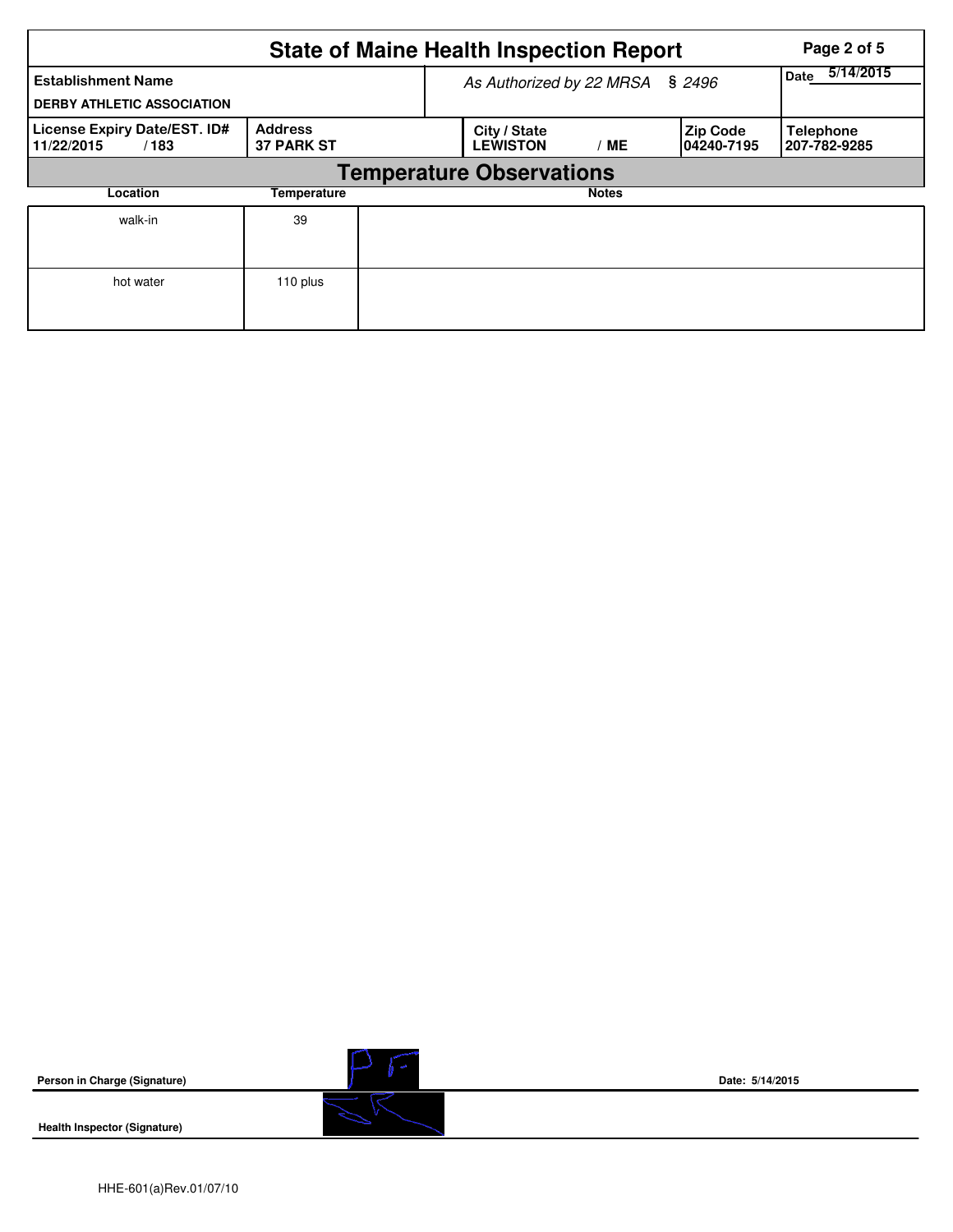# State of Maine Health Inspection Report

| Establishment Name | As Authorized by 22 MRSA § 2496 | | | Date 5/14/2015 |
|---|---|---|---|---|
| DERBY ATHLETIC ASSOCIATION | | | | |

| License Expiry Date/EST. ID# | Address | City / State | Zip Code | Telephone |
|---|---|---|---|---|
| 11/22/2015 / 183 | 37 PARK ST | LEWISTON / ME | 04240-7195 | 207-782-9285 |

## Temperature Observations

| Location | Temperature | Notes |
|---|---|---|
| walk-in | 39 | |
| hot water | 110 plus | |

**Person in Charge (Signature)** — Date: 5/14/2015

**Health Inspector (Signature)**

HHE-601(a)Rev.01/07/10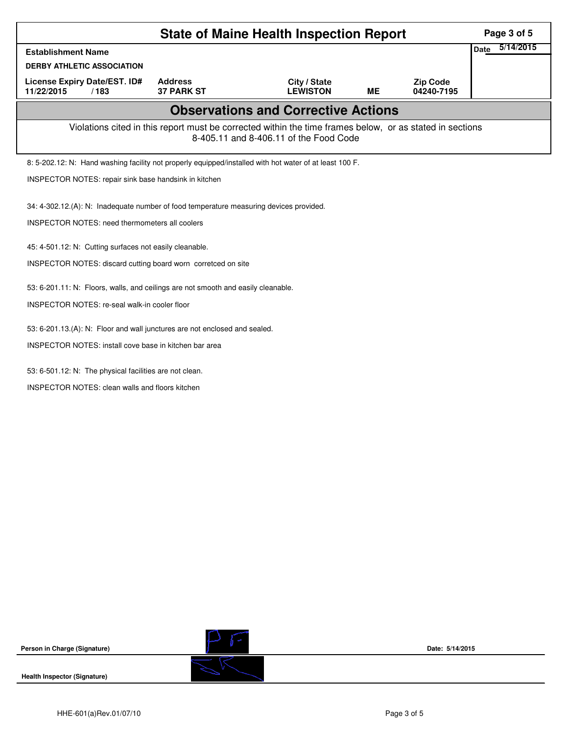# State of Maine Health Inspection Report

| Establishment Name | | | | | Date 5/14/2015 |
|---|---|---|---|---|---|
| DERBY ATHLETIC ASSOCIATION | | | | | |
| License Expiry Date/EST. ID# | Address | City / State | | Zip Code | |
| 11/22/2015 / 183 | 37 PARK ST | LEWISTON | ME | 04240-7195 | |

## Observations and Corrective Actions

Violations cited in this report must be corrected within the time frames below, or as stated in sections 8-405.11 and 8-406.11 of the Food Code

8: 5-202.12: N: Hand washing facility not properly equipped/installed with hot water of at least 100 F.

INSPECTOR NOTES: repair sink base handsink in kitchen

34: 4-302.12.(A): N: Inadequate number of food temperature measuring devices provided.

INSPECTOR NOTES: need thermometers all coolers

45: 4-501.12: N: Cutting surfaces not easily cleanable.

INSPECTOR NOTES: discard cutting board worn corretced on site

53: 6-201.11: N: Floors, walls, and ceilings are not smooth and easily cleanable.

INSPECTOR NOTES: re-seal walk-in cooler floor

53: 6-201.13.(A): N: Floor and wall junctures are not enclosed and sealed.

INSPECTOR NOTES: install cove base in kitchen bar area

53: 6-501.12: N: The physical facilities are not clean.

INSPECTOR NOTES: clean walls and floors kitchen

**Person in Charge (Signature)** Date: 5/14/2015

**Health Inspector (Signature)**

HHE-601(a)Rev.01/07/10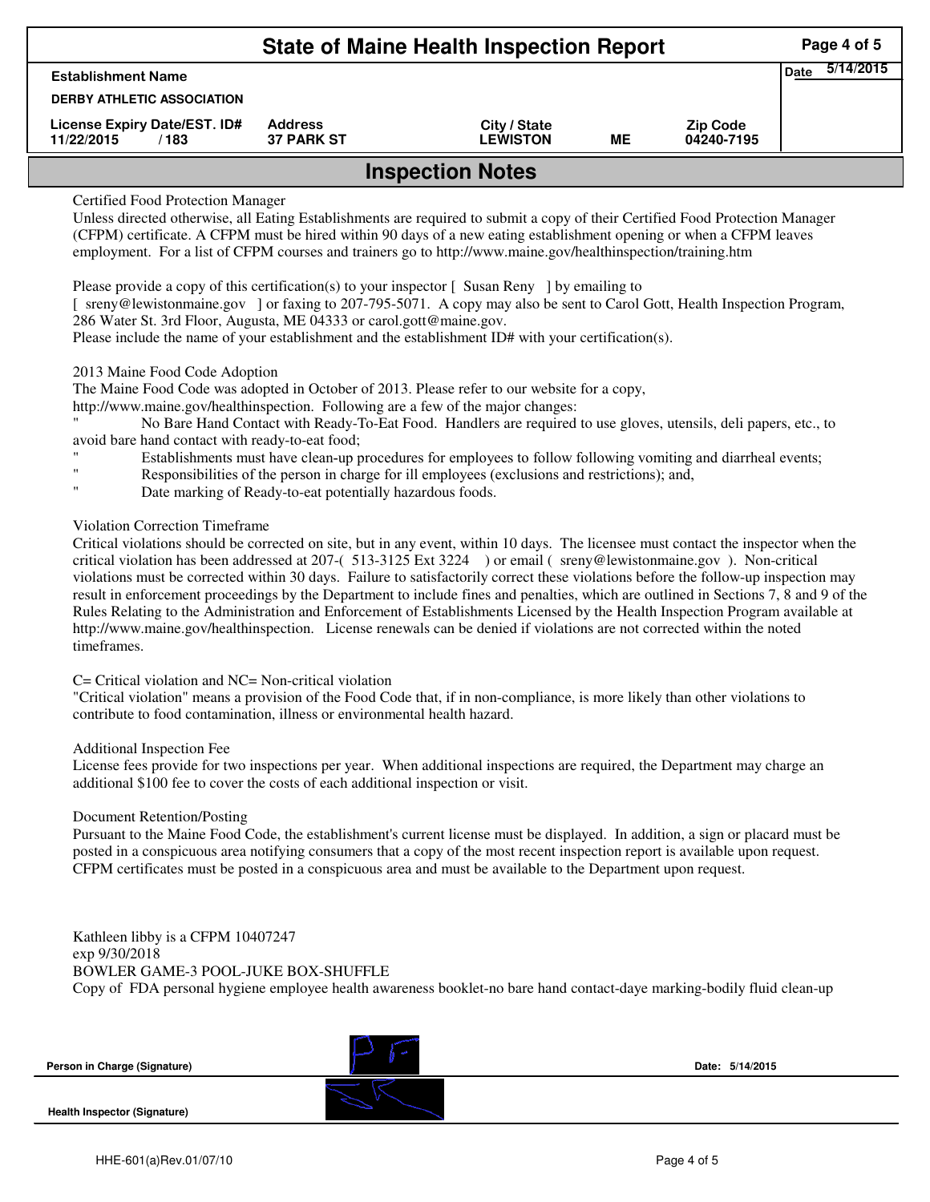# State of Maine Health Inspection Report

| Establishment Name | | | | | Date 5/14/2015 |
|---|---|---|---|---|---|
| DERBY ATHLETIC ASSOCIATION | | | | | |
| License Expiry Date/EST. ID# | Address | City / State | | Zip Code | |
| 11/22/2015 / 183 | 37 PARK ST | LEWISTON | ME | 04240-7195 | |

## Inspection Notes

Certified Food Protection Manager

Unless directed otherwise, all Eating Establishments are required to submit a copy of their Certified Food Protection Manager (CFPM) certificate. A CFPM must be hired within 90 days of a new eating establishment opening or when a CFPM leaves employment. For a list of CFPM courses and trainers go to http://www.maine.gov/healthinspection/training.htm

Please provide a copy of this certification(s) to your inspector [ Susan Reny ] by emailing to [ sreny@lewistonmaine.gov ] or faxing to 207-795-5071. A copy may also be sent to Carol Gott, Health Inspection Program, 286 Water St. 3rd Floor, Augusta, ME 04333 or carol.gott@maine.gov.

Please include the name of your establishment and the establishment ID# with your certification(s).

2013 Maine Food Code Adoption

The Maine Food Code was adopted in October of 2013. Please refer to our website for a copy, http://www.maine.gov/healthinspection. Following are a few of the major changes:

" No Bare Hand Contact with Ready-To-Eat Food. Handlers are required to use gloves, utensils, deli papers, etc., to avoid bare hand contact with ready-to-eat food;

" Establishments must have clean-up procedures for employees to follow following vomiting and diarrheal events;

" Responsibilities of the person in charge for ill employees (exclusions and restrictions); and,

" Date marking of Ready-to-eat potentially hazardous foods.

Violation Correction Timeframe

Critical violations should be corrected on site, but in any event, within 10 days. The licensee must contact the inspector when the critical violation has been addressed at 207-( 513-3125 Ext 3224 ) or email ( sreny@lewistonmaine.gov ). Non-critical violations must be corrected within 30 days. Failure to satisfactorily correct these violations before the follow-up inspection may result in enforcement proceedings by the Department to include fines and penalties, which are outlined in Sections 7, 8 and 9 of the Rules Relating to the Administration and Enforcement of Establishments Licensed by the Health Inspection Program available at http://www.maine.gov/healthinspection. License renewals can be denied if violations are not corrected within the noted timeframes.

C= Critical violation and NC= Non-critical violation

"Critical violation" means a provision of the Food Code that, if in non-compliance, is more likely than other violations to contribute to food contamination, illness or environmental health hazard.

Additional Inspection Fee

License fees provide for two inspections per year. When additional inspections are required, the Department may charge an additional $100 fee to cover the costs of each additional inspection or visit.

Document Retention/Posting

Pursuant to the Maine Food Code, the establishment's current license must be displayed. In addition, a sign or placard must be posted in a conspicuous area notifying consumers that a copy of the most recent inspection report is available upon request. CFPM certificates must be posted in a conspicuous area and must be available to the Department upon request.

Kathleen libby is a CFPM 10407247
exp 9/30/2018
BOWLER GAME-3 POOL-JUKE BOX-SHUFFLE
Copy of FDA personal hygiene employee health awareness booklet-no bare hand contact-daye marking-bodily fluid clean-up

Person in Charge (Signature) Date: 5/14/2015

Health Inspector (Signature)

HHE-601(a)Rev.01/07/10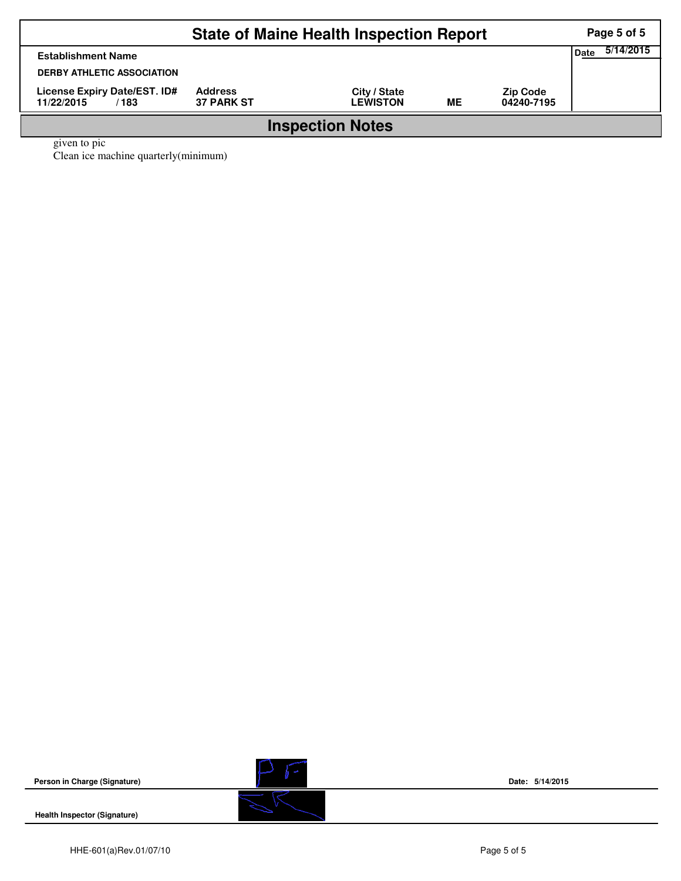# State of Maine Health Inspection Report

| Establishment Name | | | | | Date 5/14/2015 |
|---|---|---|---|---|---|
| DERBY ATHLETIC ASSOCIATION | | | | | |
| License Expiry Date/EST. ID# | Address | City / State | | Zip Code | |
| 11/22/2015 / 183 | 37 PARK ST | LEWISTON | ME | 04240-7195 | |

## Inspection Notes

given to pic
Clean ice machine quarterly(minimum)

Person in Charge (Signature)

Date: 5/14/2015

Health Inspector (Signature)

HHE-601(a)Rev.01/07/10